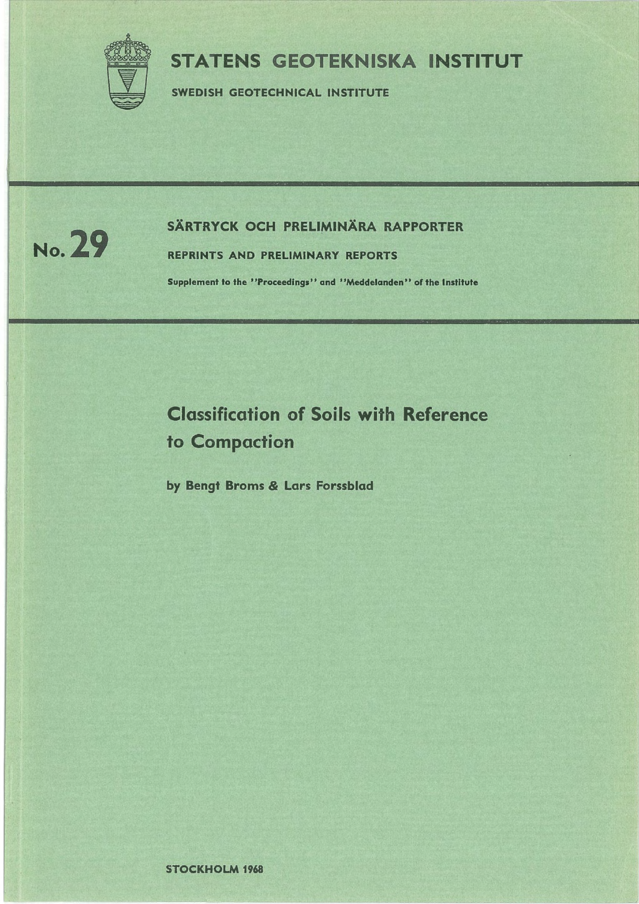# STATENS GEOTEKNISKA INSTITUT

**SWEDISH GEOTECHNICAL INSTITUTE**

**No. 29**

**SÄRTRYCK OCH PRELIMINÄRA RAPPORTER**

**REPRINTS AND PRELIMINARY REPORTS**

**Supplement to the "Proceedings" and "Meddelanden" of the Institute**

## Classification of Soils with Reference to Compaction

**by Bengt Broms & Lars Forssblad**

**STOCKHOLM 1968**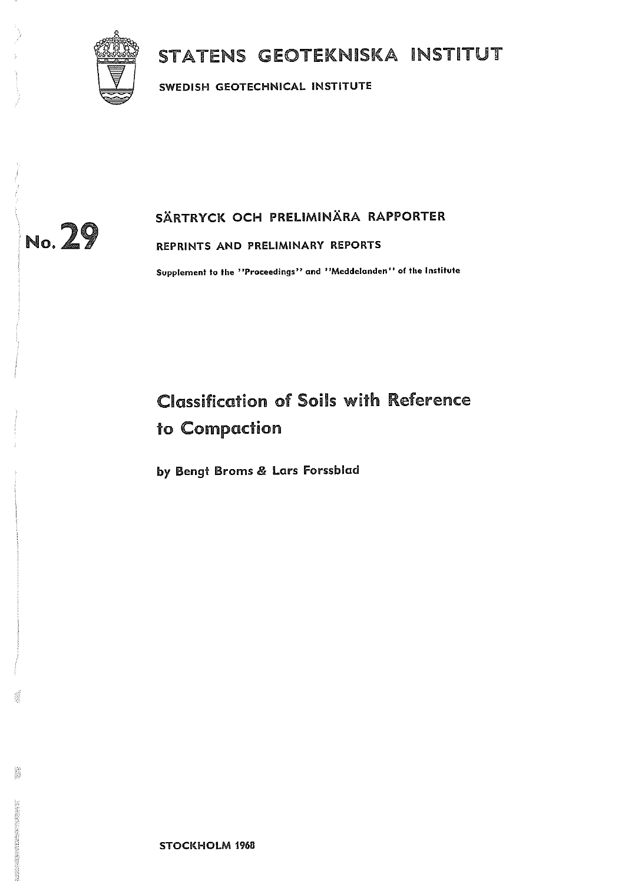# STATENS GEOTEKNISKA INSTITUT

SWEDISH GEOTECHNICAL INSTITUTE

No. 29

SÄRTRYCK OCH PRELIMINÄRA RAPPORTER

REPRINTS AND PRELIMINARY REPORTS

Supplement to the "Proceedings" and "Meddelanden" of the Institute

## Classification of Soils with Reference to Compaction

by Bengt Broms & Lars Forssblad

STOCKHOLM 1968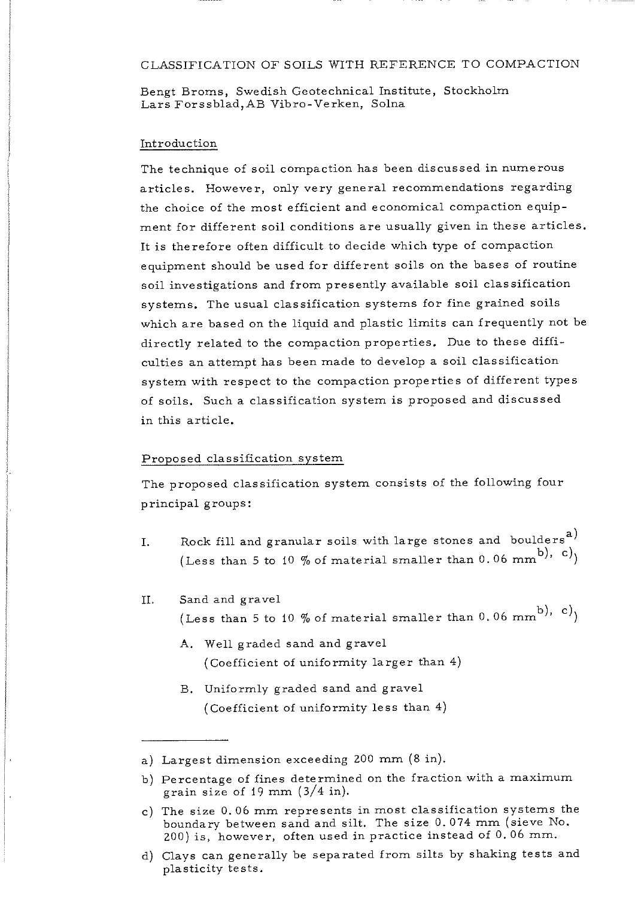# CLASSIFICATION OF SOILS WITH REFERENCE TO COMPACTION

Bengt Broms, Swedish Geotechnical Institute, Stockholm
Lars Forssblad, AB Vibro-Verken, Solna

## Introduction

The technique of soil compaction has been discussed in numerous articles. However, only very general recommendations regarding the choice of the most efficient and economical compaction equipment for different soil conditions are usually given in these articles. It is therefore often difficult to decide which type of compaction equipment should be used for different soils on the bases of routine soil investigations and from presently available soil classification systems. The usual classification systems for fine grained soils which are based on the liquid and plastic limits can frequently not be directly related to the compaction properties. Due to these difficulties an attempt has been made to develop a soil classification system with respect to the compaction properties of different types of soils. Such a classification system is proposed and discussed in this article.

## Proposed classification system

The proposed classification system consists of the following four principal groups:

I. Rock fill and granular soils with large stones and boulders[a)]
(Less than 5 to 10 % of material smaller than 0.06 mm[b), c)])

II. Sand and gravel
(Less than 5 to 10 % of material smaller than 0.06 mm[b), c)])

   A. Well graded sand and gravel
   (Coefficient of uniformity larger than 4)

   B. Uniformly graded sand and gravel
   (Coefficient of uniformity less than 4)

---

a) Largest dimension exceeding 200 mm (8 in).

b) Percentage of fines determined on the fraction with a maximum grain size of 19 mm (3/4 in).

c) The size 0.06 mm represents in most classification systems the boundary between sand and silt. The size 0.074 mm (sieve No. 200) is, however, often used in practice instead of 0.06 mm.

d) Clays can generally be separated from silts by shaking tests and plasticity tests.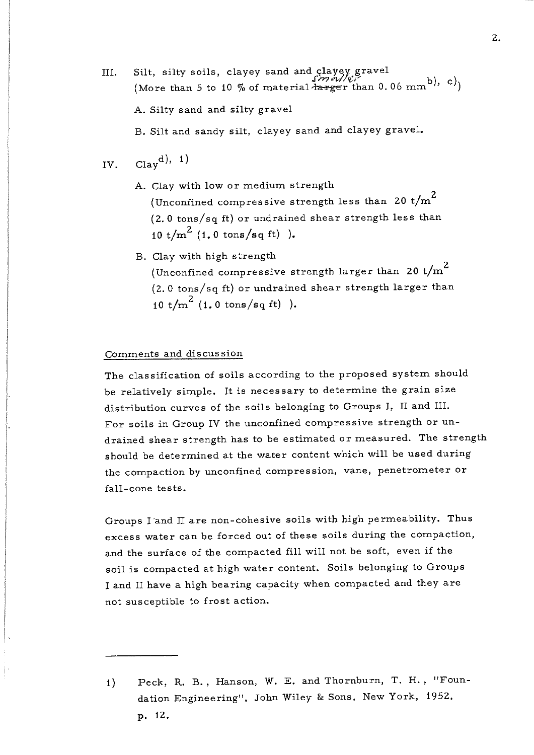III. Silt, silty soils, clayey sand and clayey gravel
(More than 5 to 10 % of material ~~larger~~ smaller than 0.06 mm[b), c)])

A. Silty sand and silty gravel

B. Silt and sandy silt, clayey sand and clayey gravel.

IV. Clay[d), 1)]

A. Clay with low or medium strength
(Unconfined compressive strength less than 20 $t/m^2$ (2.0 tons/sq ft) or undrained shear strength less than 10 $t/m^2$ (1.0 tons/sq ft) ).

B. Clay with high strength
(Unconfined compressive strength larger than 20 $t/m^2$ (2.0 tons/sq ft) or undrained shear strength larger than 10 $t/m^2$ (1.0 tons/sq ft) ).

## Comments and discussion

The classification of soils according to the proposed system should be relatively simple. It is necessary to determine the grain size distribution curves of the soils belonging to Groups I, II and III. For soils in Group IV the unconfined compressive strength or undrained shear strength has to be estimated or measured. The strength should be determined at the water content which will be used during the compaction by unconfined compression, vane, penetrometer or fall-cone tests.

Groups I and II are non-cohesive soils with high permeability. Thus excess water can be forced out of these soils during the compaction, and the surface of the compacted fill will not be soft, even if the soil is compacted at high water content. Soils belonging to Groups I and II have a high bearing capacity when compacted and they are not susceptible to frost action.

---

1) Peck, R. B., Hanson, W. E. and Thornburn, T. H., "Foundation Engineering", John Wiley & Sons, New York, 1952, p. 12.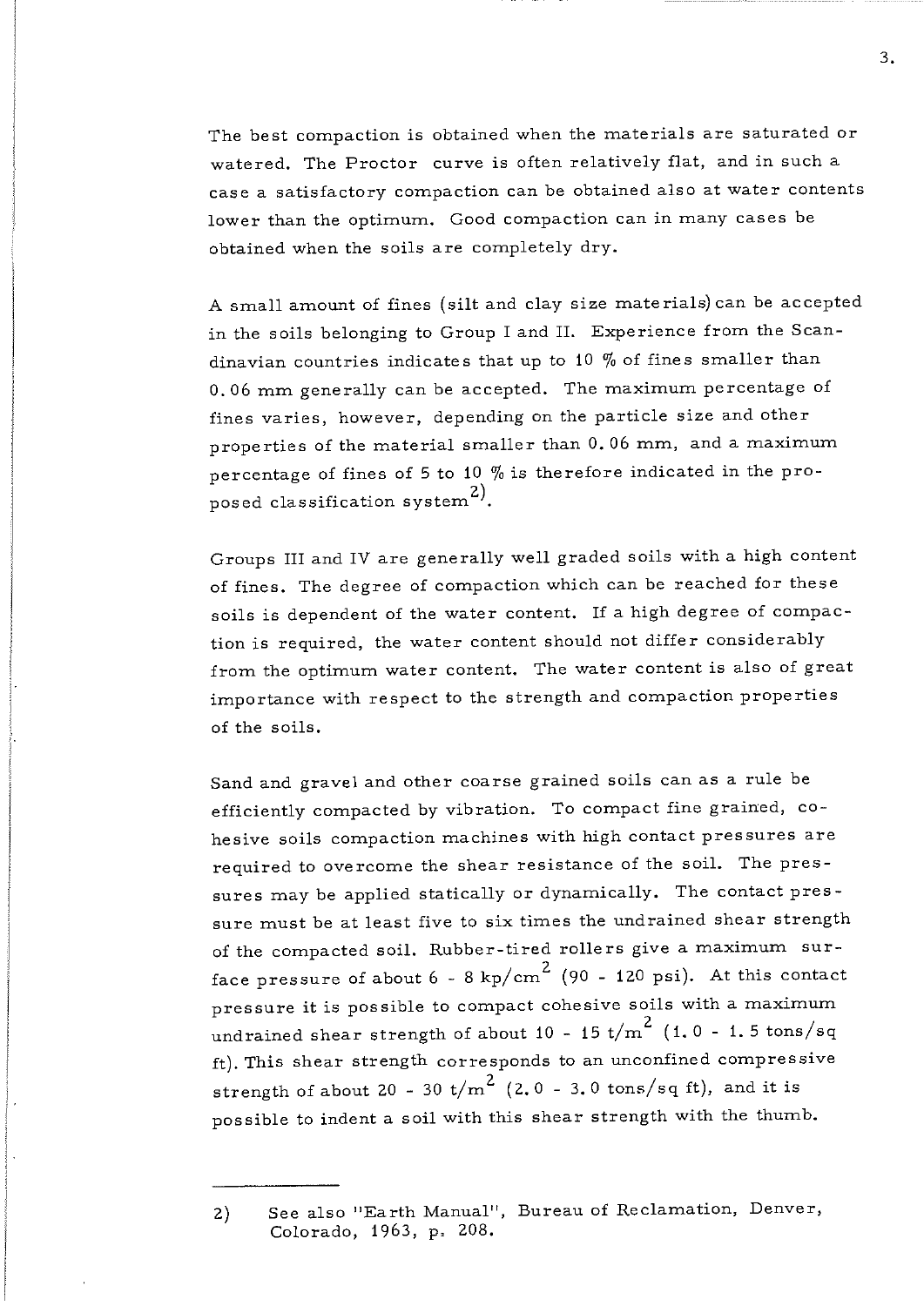The best compaction is obtained when the materials are saturated or watered. The Proctor curve is often relatively flat, and in such a case a satisfactory compaction can be obtained also at water contents lower than the optimum. Good compaction can in many cases be obtained when the soils are completely dry.

A small amount of fines (silt and clay size materials) can be accepted in the soils belonging to Group I and II. Experience from the Scandinavian countries indicates that up to 10 % of fines smaller than 0.06 mm generally can be accepted. The maximum percentage of fines varies, however, depending on the particle size and other properties of the material smaller than 0.06 mm, and a maximum percentage of fines of 5 to 10 % is therefore indicated in the proposed classification system[2].

Groups III and IV are generally well graded soils with a high content of fines. The degree of compaction which can be reached for these soils is dependent of the water content. If a high degree of compaction is required, the water content should not differ considerably from the optimum water content. The water content is also of great importance with respect to the strength and compaction properties of the soils.

Sand and gravel and other coarse grained soils can as a rule be efficiently compacted by vibration. To compact fine grained, cohesive soils compaction machines with high contact pressures are required to overcome the shear resistance of the soil. The pressures may be applied statically or dynamically. The contact pressure must be at least five to six times the undrained shear strength of the compacted soil. Rubber-tired rollers give a maximum surface pressure of about 6 - 8 $kp/cm^2$ (90 - 120 psi). At this contact pressure it is possible to compact cohesive soils with a maximum undrained shear strength of about 10 - 15 $t/m^2$ (1.0 - 1.5 tons/sq ft). This shear strength corresponds to an unconfined compressive strength of about 20 - 30 $t/m^2$ (2.0 - 3.0 tons/sq ft), and it is possible to indent a soil with this shear strength with the thumb.

---

2) See also "Earth Manual", Bureau of Reclamation, Denver, Colorado, 1963, p. 208.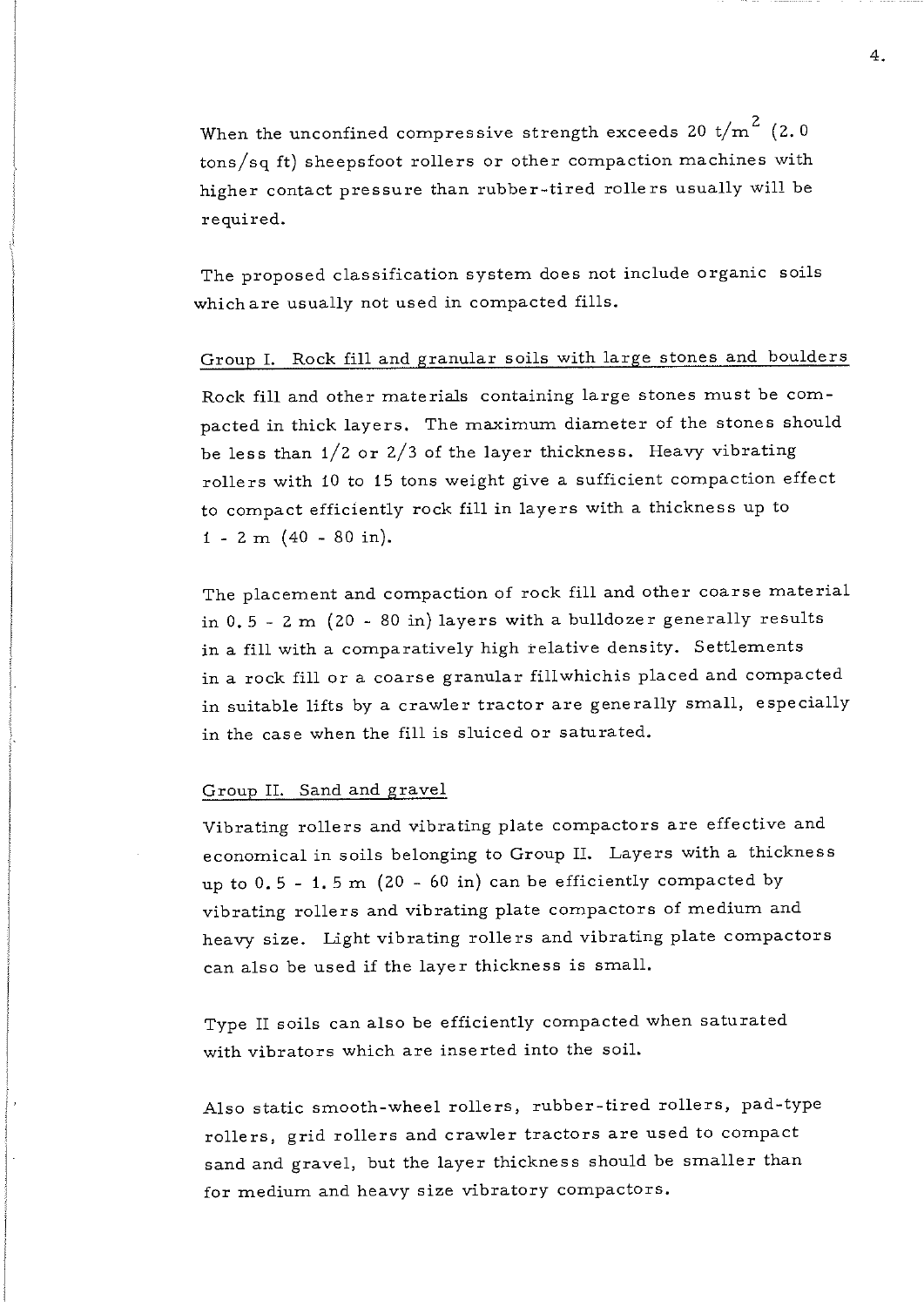When the unconfined compressive strength exceeds 20 t/m$^2$ (2.0 tons/sq ft) sheepsfoot rollers or other compaction machines with higher contact pressure than rubber-tired rollers usually will be required.

The proposed classification system does not include organic soils which are usually not used in compacted fills.

## Group I. Rock fill and granular soils with large stones and boulders

Rock fill and other materials containing large stones must be compacted in thick layers. The maximum diameter of the stones should be less than 1/2 or 2/3 of the layer thickness. Heavy vibrating rollers with 10 to 15 tons weight give a sufficient compaction effect to compact efficiently rock fill in layers with a thickness up to 1 - 2 m (40 - 80 in).

The placement and compaction of rock fill and other coarse material in 0.5 - 2 m (20 - 80 in) layers with a bulldozer generally results in a fill with a comparatively high relative density. Settlements in a rock fill or a coarse granular fill which is placed and compacted in suitable lifts by a crawler tractor are generally small, especially in the case when the fill is sluiced or saturated.

## Group II. Sand and gravel

Vibrating rollers and vibrating plate compactors are effective and economical in soils belonging to Group II. Layers with a thickness up to 0.5 - 1.5 m (20 - 60 in) can be efficiently compacted by vibrating rollers and vibrating plate compactors of medium and heavy size. Light vibrating rollers and vibrating plate compactors can also be used if the layer thickness is small.

Type II soils can also be efficiently compacted when saturated with vibrators which are inserted into the soil.

Also static smooth-wheel rollers, rubber-tired rollers, pad-type rollers, grid rollers and crawler tractors are used to compact sand and gravel, but the layer thickness should be smaller than for medium and heavy size vibratory compactors.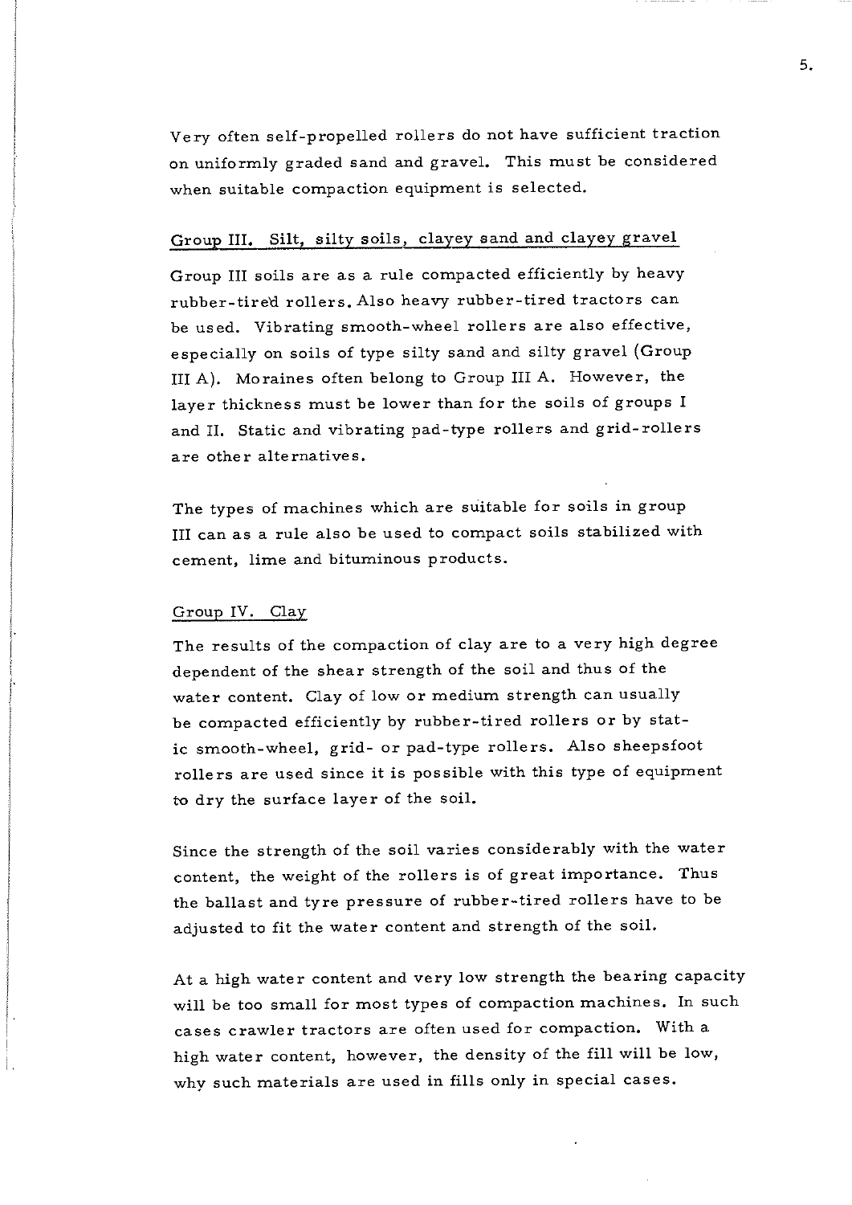Very often self-propelled rollers do not have sufficient traction on uniformly graded sand and gravel. This must be considered when suitable compaction equipment is selected.

## Group III. Silt, silty soils, clayey sand and clayey gravel

Group III soils are as a rule compacted efficiently by heavy rubber-tired rollers. Also heavy rubber-tired tractors can be used. Vibrating smooth-wheel rollers are also effective, especially on soils of type silty sand and silty gravel (Group III A). Moraines often belong to Group III A. However, the layer thickness must be lower than for the soils of groups I and II. Static and vibrating pad-type rollers and grid-rollers are other alternatives.

The types of machines which are suitable for soils in group III can as a rule also be used to compact soils stabilized with cement, lime and bituminous products.

## Group IV. Clay

The results of the compaction of clay are to a very high degree dependent of the shear strength of the soil and thus of the water content. Clay of low or medium strength can usually be compacted efficiently by rubber-tired rollers or by static smooth-wheel, grid- or pad-type rollers. Also sheepsfoot rollers are used since it is possible with this type of equipment to dry the surface layer of the soil.

Since the strength of the soil varies considerably with the water content, the weight of the rollers is of great importance. Thus the ballast and tyre pressure of rubber-tired rollers have to be adjusted to fit the water content and strength of the soil.

At a high water content and very low strength the bearing capacity will be too small for most types of compaction machines. In such cases crawler tractors are often used for compaction. With a high water content, however, the density of the fill will be low, why such materials are used in fills only in special cases.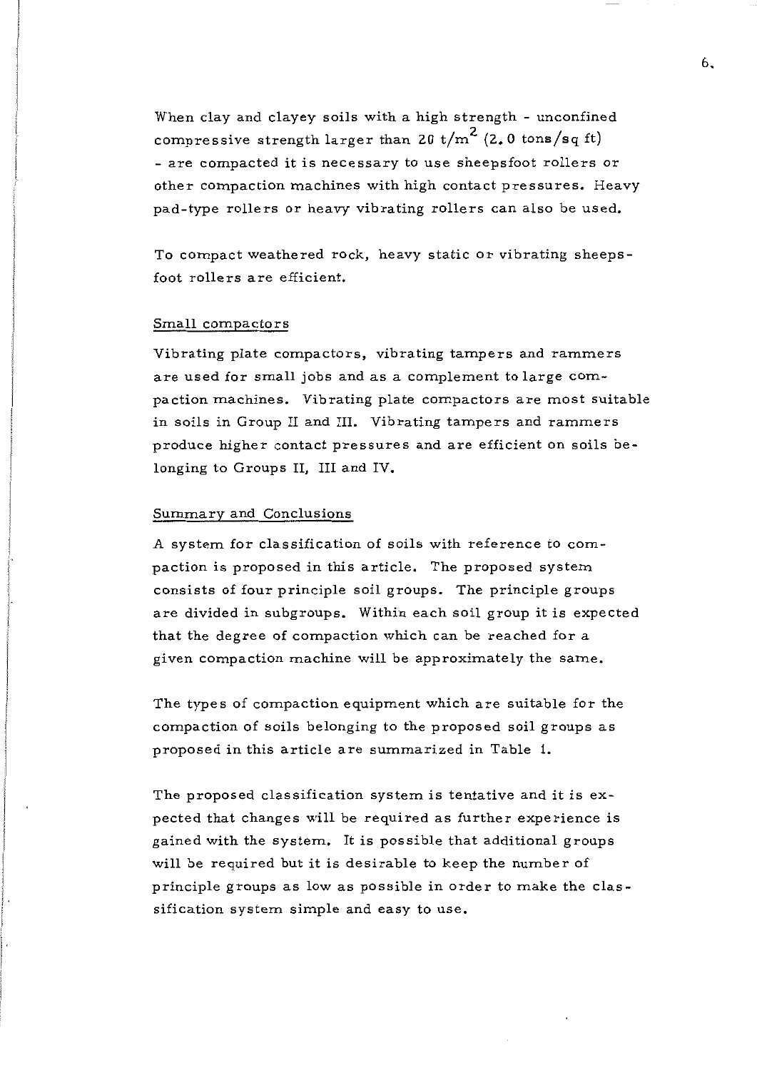When clay and clayey soils with a high strength - unconfined compressive strength larger than 20 $t/m^2$ (2.0 tons/sq ft) - are compacted it is necessary to use sheepsfoot rollers or other compaction machines with high contact pressures. Heavy pad-type rollers or heavy vibrating rollers can also be used.

To compact weathered rock, heavy static or vibrating sheepsfoot rollers are efficient.

## Small compactors

Vibrating plate compactors, vibrating tampers and rammers are used for small jobs and as a complement to large compaction machines. Vibrating plate compactors are most suitable in soils in Group II and III. Vibrating tampers and rammers produce higher contact pressures and are efficient on soils belonging to Groups II, III and IV.

## Summary and Conclusions

A system for classification of soils with reference to compaction is proposed in this article. The proposed system consists of four principle soil groups. The principle groups are divided in subgroups. Within each soil group it is expected that the degree of compaction which can be reached for a given compaction machine will be approximately the same.

The types of compaction equipment which are suitable for the compaction of soils belonging to the proposed soil groups as proposed in this article are summarized in Table 1.

The proposed classification system is tentative and it is expected that changes will be required as further experience is gained with the system. It is possible that additional groups will be required but it is desirable to keep the number of principle groups as low as possible in order to make the classification system simple and easy to use.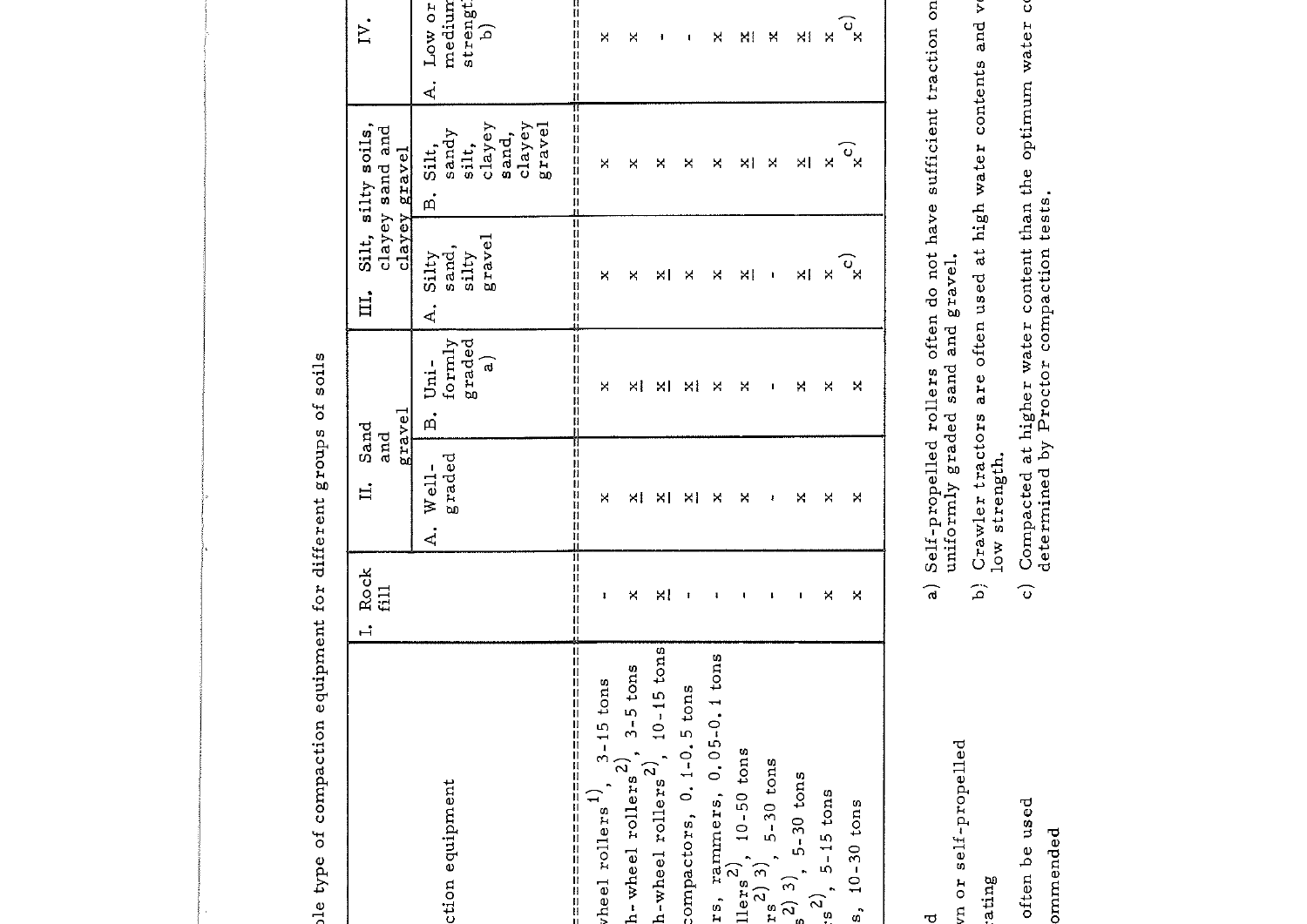...ble type of compaction equipment for different groups of soils

| ...ction equipment | I. Rock fill | II. Sand and gravel | | III. Silt, silty soils, clayey sand and clayey gravel | | IV. |
|---|---|---|---|---|---|---|
| | | A. Well-graded | B. Uniformly graded a) | A. Silty sand, silty gravel | B. Silt, sandy silt, clayey sand, clayey gravel | A. Low or medium strength b) |
| ...wheel rollers 1), 3-15 tons | - | x | x | x | x | x |
| ...h-wheel rollers 2), 3-5 tons | x | x̲ | x̲ | x | x | x |
| ...h-wheel rollers 2), 10-15 tons | x̲ | x̲ | x̲ | x̲ | x | - |
| ...compactors, 0.1-0.5 tons | - | x̲ | x̲ | x | x | - |
| ...rs, rammers, 0.05-0.1 tons | - | x | x | x | x | x |
| ...llers 2), 10-50 tons | - | x | x | x̲ | x̲ | x̲ |
| ...rs 2) 3), 5-30 tons | - | - | - | - | x | x |
| ...s 2) 3), 5-30 tons | - | x | x | x̲ | x̲ | x̲ |
| ...s 2), 5-15 tons | x | x | x | x | x | x |
| ...s, 10-30 tons | x | x | x | x c) | x c) | x c) |

...d

...wn or self-propelled

...ating

...often be used

...ommended

a) Self-propelled rollers often do not have sufficient traction on uniformly graded sand and gravel.

b) Crawler tractors are often used at high water contents and v... low strength.

c) Compacted at higher water content than the optimum water c... determined by Proctor compaction tests.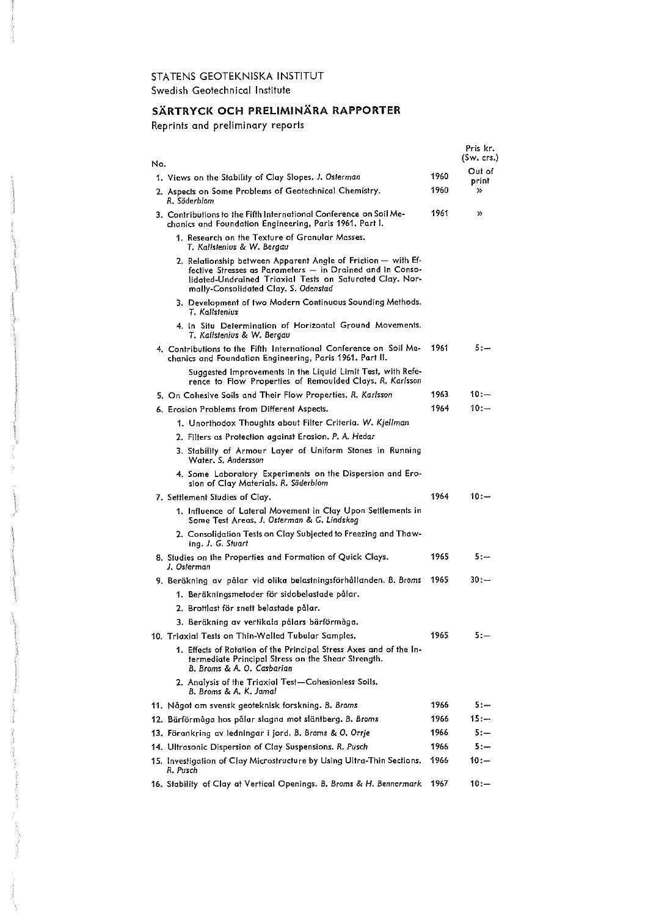STATENS GEOTEKNISKA INSTITUT

Swedish Geotechnical Institute

## SÄRTRYCK OCH PRELIMINÄRA RAPPORTER

Reprints and preliminary reports

| No. | | | Pris kr. (Sw. crs.) |
|---|---|---|---|
| 1. | Views on the Stability of Clay Slopes. *J. Osterman* | 1960 | Out of print |
| 2. | Aspects on Some Problems of Geotechnical Chemistry. *R. Söderblom* | 1960 | » |
| 3. | Contributions to the Fifth International Conference on Soil Mechanics and Foundation Engineering, Paris 1961. Part I. | 1961 | » |
| | 1. Research on the Texture of Granular Masses. *T. Kallstenius & W. Bergau* | | |
| | 2. Relationship between Apparent Angle of Friction — with Effective Stresses as Parameters — in Drained and in Consolidated-Undrained Triaxial Tests on Saturated Clay. Normally-Consolidated Clay. *S. Odenstad* | | |
| | 3. Development of two Modern Continuous Sounding Methods. *T. Kallstenius* | | |
| | 4. In Situ Determination of Horizontal Ground Movements. *T. Kallstenius & W. Bergau* | | |
| 4. | Contributions to the Fifth International Conference on Soil Mechanics and Foundation Engineering, Paris 1961. Part II. | 1961 | 5:— |
| | Suggested Improvements in the Liquid Limit Test, with Reference to Flow Properties of Remoulded Clays. *R. Karlsson* | | |
| 5. | On Cohesive Soils and Their Flow Properties. *R. Karlsson* | 1963 | 10:— |
| 6. | Erosion Problems from Different Aspects. | 1964 | 10:— |
| | 1. Unorthodox Thoughts about Filter Criteria. *W. Kjellman* | | |
| | 2. Filters as Protection against Erosion. *P. A. Hedar* | | |
| | 3. Stability of Armour Layer of Uniform Stones in Running Water. *S. Andersson* | | |
| | 4. Some Laboratory Experiments on the Dispersion and Erosion of Clay Materials. *R. Söderblom* | | |
| 7. | Settlement Studies of Clay. | 1964 | 10:— |
| | 1. Influence of Lateral Movement in Clay Upon Settlements in Some Test Areas. *J. Osterman & G. Lindskog* | | |
| | 2. Consolidation Tests on Clay Subjected to Freezing and Thawing. *J. G. Stuart* | | |
| 8. | Studies on the Properties and Formation of Quick Clays. *J. Osterman* | 1965 | 5:— |
| 9. | Beräkning av pålar vid olika belastningsförhållanden. *B. Broms* | 1965 | 30:— |
| | 1. Beräkningsmetoder för sidobelastade pålar. | | |
| | 2. Brottlast för snett belastade pålar. | | |
| | 3. Beräkning av vertikala pålars bärförmåga. | | |
| 10. | Triaxial Tests on Thin-Walled Tubular Samples. | 1965 | 5:— |
| | 1. Effects of Rotation of the Principal Stress Axes and of the Intermediate Principal Stress on the Shear Strength. *B. Broms & A. O. Casbarian* | | |
| | 2. Analysis of the Triaxial Test—Cohesionless Soils. *B. Broms & A. K. Jamal* | | |
| 11. | Något om svensk geoteknisk forskning. *B. Broms* | 1966 | 5:— |
| 12. | Bärförmåga hos pålar slagna mot släntberg. *B. Broms* | 1966 | 15:— |
| 13. | Förankring av ledningar i jord. *B. Broms & O. Orrje* | 1966 | 5:— |
| 14. | Ultrasonic Dispersion of Clay Suspensions. *R. Pusch* | 1966 | 5:— |
| 15. | Investigation of Clay Microstructure by Using Ultra-Thin Sections. *R. Pusch* | 1966 | 10:— |
| 16. | Stability of Clay at Vertical Openings. *B. Broms & H. Bennermark* | 1967 | 10:— |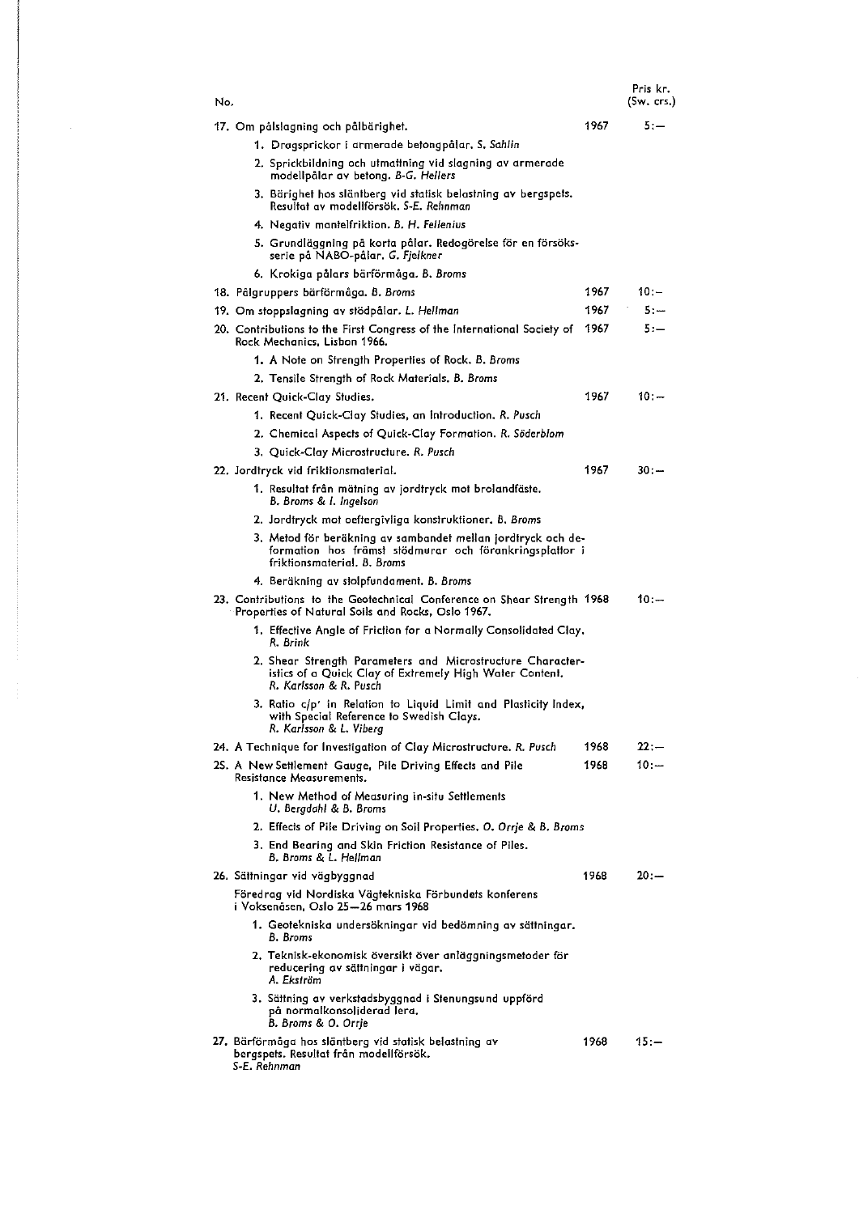| No. | | | Pris kr. (Sw. crs.) |
|---|---|---|---|
| 17. | Om pålslagning och pålbärighet. | 1967 | 5:— |
| | 1. Dragsprickor i armerade betongpålar. *S. Sahlin* | | |
| | 2. Sprickbildning och utmattning vid slagning av armerade modellpålar av betong. *B-G. Hellers* | | |
| | 3. Bärighet hos släntberg vid statisk belastning av bergspets. Resultat av modellförsök. *S-E. Rehnman* | | |
| | 4. Negativ mantelfriktion. *B. H. Fellenius* | | |
| | 5. Grundläggning på korta pålar. Redogörelse för en försöksserie på NABO-pålar. *G. Fjelkner* | | |
| | 6. Krokiga pålars bärförmåga. *B. Broms* | | |
| 18. | Pålgruppers bärförmåga. *B. Broms* | 1967 | 10:— |
| 19. | Om stoppslagning av stödpålar. *L. Hellman* | 1967 | 5:— |
| 20. | Contributions to the First Congress of the International Society of Rock Mechanics, Lisbon 1966. | 1967 | 5:— |
| | 1. A Note on Strength Properties of Rock. *B. Broms* | | |
| | 2. Tensile Strength of Rock Materials. *B. Broms* | | |
| 21. | Recent Quick-Clay Studies. | 1967 | 10:— |
| | 1. Recent Quick-Clay Studies, an Introduction. *R. Pusch* | | |
| | 2. Chemical Aspects of Quick-Clay Formation. *R. Söderblom* | | |
| | 3. Quick-Clay Microstructure. *R. Pusch* | | |
| 22. | Jordtryck vid friktionsmaterial. | 1967 | 30:— |
| | 1. Resultat från mätning av jordtryck mot brolandfäste. *B. Broms & I. Ingelson* | | |
| | 2. Jordtryck mot oeftergivliga konstruktioner. *B. Broms* | | |
| | 3. Metod för beräkning av sambandet mellan jordtryck och deformation hos främst stödmurar och förankringsplattor i friktionsmaterial. *B. Broms* | | |
| | 4. Beräkning av stolpfundament. *B. Broms* | | |
| 23. | Contributions to the Geotechnical Conference on Shear Strength Properties of Natural Soils and Rocks, Oslo 1967. | 1968 | 10:— |
| | 1. Effective Angle of Friction for a Normally Consolidated Clay. *R. Brink* | | |
| | 2. Shear Strength Parameters and Microstructure Characteristics of a Quick Clay of Extremely High Water Content. *R. Karlsson & R. Pusch* | | |
| | 3. Ratio c/p' in Relation to Liquid Limit and Plasticity Index, with Special Reference to Swedish Clays. *R. Karlsson & L. Viberg* | | |
| 24. | A Technique for Investigation of Clay Microstructure. *R. Pusch* | 1968 | 22:— |
| 25. | A New Settlement Gauge, Pile Driving Effects and Pile Resistance Measurements. | 1968 | 10:— |
| | 1. New Method of Measuring in-situ Settlements *U. Bergdahl & B. Broms* | | |
| | 2. Effects of Pile Driving on Soil Properties. *O. Orrje & B. Broms* | | |
| | 3. End Bearing and Skin Friction Resistance of Piles. *B. Broms & L. Hellman* | | |
| 26. | Sättningar vid vägbyggnad | 1968 | 20:— |
| | Föredrag vid Nordiska Vägtekniska Förbundets konferens i Voksenåsen, Oslo 25—26 mars 1968 | | |
| | 1. Geotekniska undersökningar vid bedömning av sättningar. *B. Broms* | | |
| | 2. Teknisk-ekonomisk översikt över anläggningsmetoder för reducering av sättningar i vägar. *A. Ekström* | | |
| | 3. Sättning av verkstadsbyggnad i Stenungsund uppförd på normalkonsoliderad lera. *B. Broms & O. Orrje* | | |
| 27. | Bärförmåga hos släntberg vid statisk belastning av bergspets. Resultat från modellförsök. *S-E. Rehnman* | 1968 | 15:— |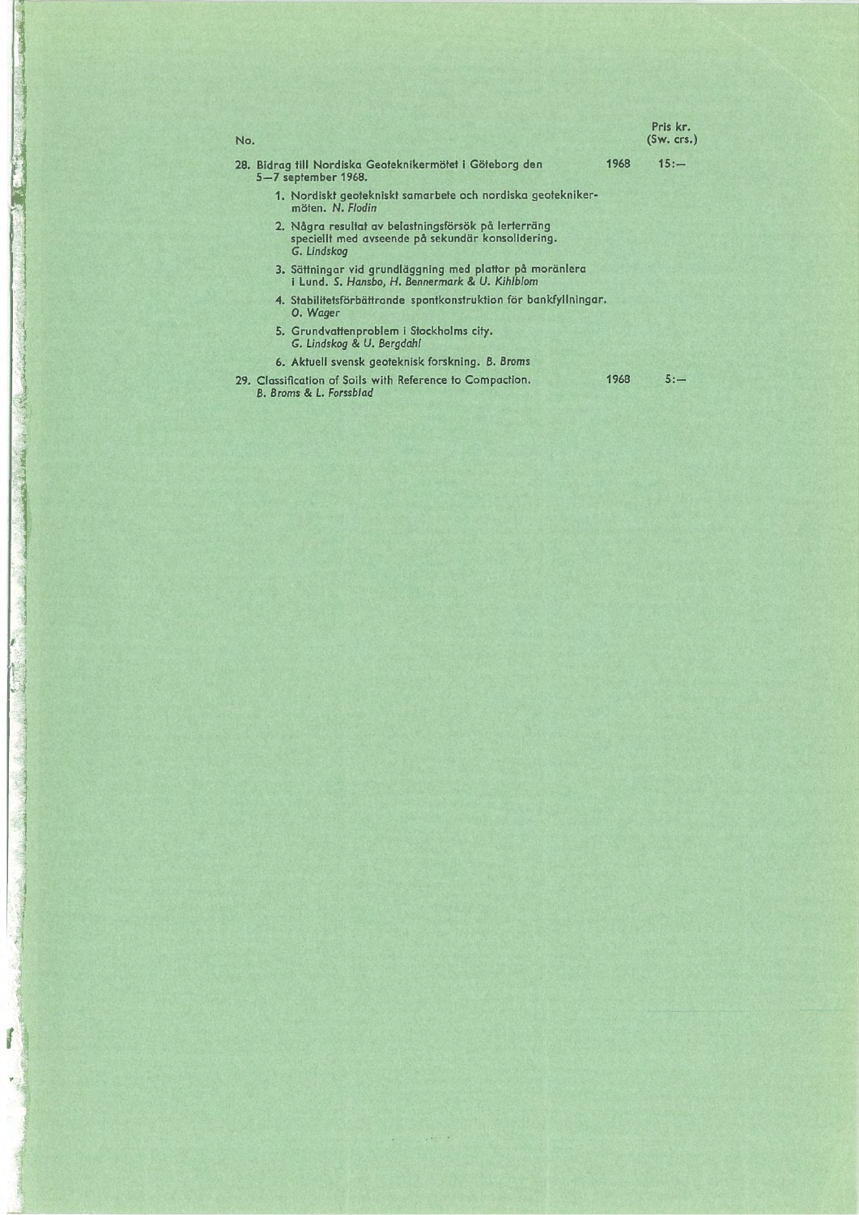| No. | | | Pris kr. (Sw. crs.) |
|---|---|---|---|
| 28. | Bidrag till Nordiska Geoteknikermötet i Göteborg den 5—7 september 1968. | 1968 | 15:— |
| | 1. Nordiskt geotekniskt samarbete och nordiska geoteknikermöten. *N. Flodin* | | |
| | 2. Några resultat av belastningsförsök på lerterräng speciellt med avseende på sekundär konsolidering. *G. Lindskog* | | |
| | 3. Sättningar vid grundläggning med plattor på moränlera i Lund. *S. Hansbo, H. Bennermark & U. Kihlblom* | | |
| | 4. Stabilitetsförbättrande spontkonstruktion för bankfyllningar. *O. Wager* | | |
| | 5. Grundvattenproblem i Stockholms city. *G. Lindskog & U. Bergdahl* | | |
| | 6. Aktuell svensk geoteknisk forskning. *B. Broms* | | |
| 29. | Classification of Soils with Reference to Compaction. *B. Broms & L. Forssblad* | 1968 | 5:— |